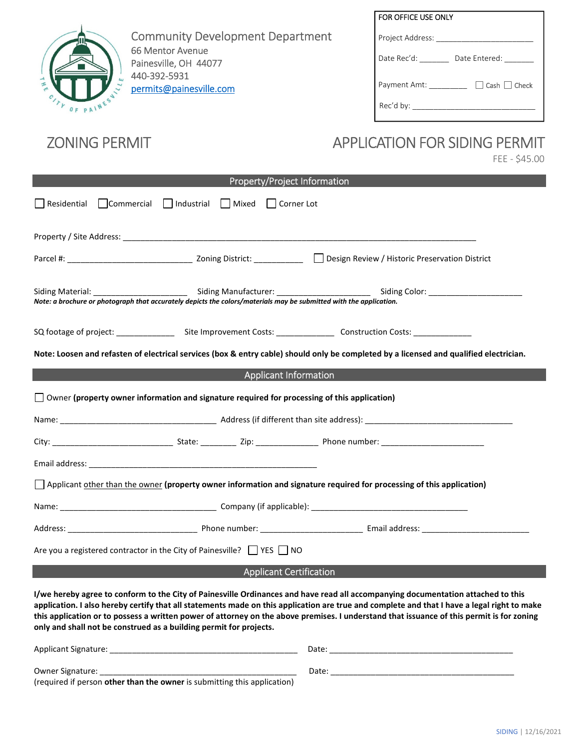Community Development Department
66 Mentor Avenue
Painesville, OH 44077
440-392-5931
permits@painesville.com

| FOR OFFICE USE ONLY |
|---|
| Project Address: ______________________ |
| Date Rec'd: _______ Date Entered: _______ |
| Payment Amt: _________ ☐ Cash ☐ Check |
| Rec'd by: ______________________________ |

# ZONING PERMIT

# APPLICATION FOR SIDING PERMIT

FEE - $45.00

## Property/Project Information

☐ Residential ☐ Commercial ☐ Industrial ☐ Mixed ☐ Corner Lot

Property / Site Address: ______________________________________________________________________________

Parcel #: ___________________________ Zoning District: ___________ ☐ Design Review / Historic Preservation District

Siding Material: ____________________ Siding Manufacturer: ____________________ Siding Color: ____________________

***Note: a brochure or photograph that accurately depicts the colors/materials may be submitted with the application.***

SQ footage of project: _____________ Site Improvement Costs: _____________ Construction Costs: _____________

**Note: Loosen and refasten of electrical services (box & entry cable) should only be completed by a licensed and qualified electrician.**

## Applicant Information

☐ Owner **(property owner information and signature required for processing of this application)**

Name: __________________________________ Address (if different than site address): ________________________________

City: __________________________ State: ________ Zip: ______________ Phone number: _______________________

Email address: ____________________________________________________

☐ Applicant other than the owner **(property owner information and signature required for processing of this application)**

Name: __________________________________ Company (if applicable): __________________________________

Address: ____________________________ Phone number: ______________________ Email address: _______________________

Are you a registered contractor in the City of Painesville? ☐ YES ☐ NO

## Applicant Certification

**I/we hereby agree to conform to the City of Painesville Ordinances and have read all accompanying documentation attached to this application. I also hereby certify that all statements made on this application are true and complete and that I have a legal right to make this application or to possess a written power of attorney on the above premises. I understand that issuance of this permit is for zoning only and shall not be construed as a building permit for projects.**

Applicant Signature: _________________________________________ Date: ___________________________________________

Owner Signature: ____________________________________________ Date: ___________________________________________
(required if person **other than the owner** is submitting this application)

SIDING | 12/16/2021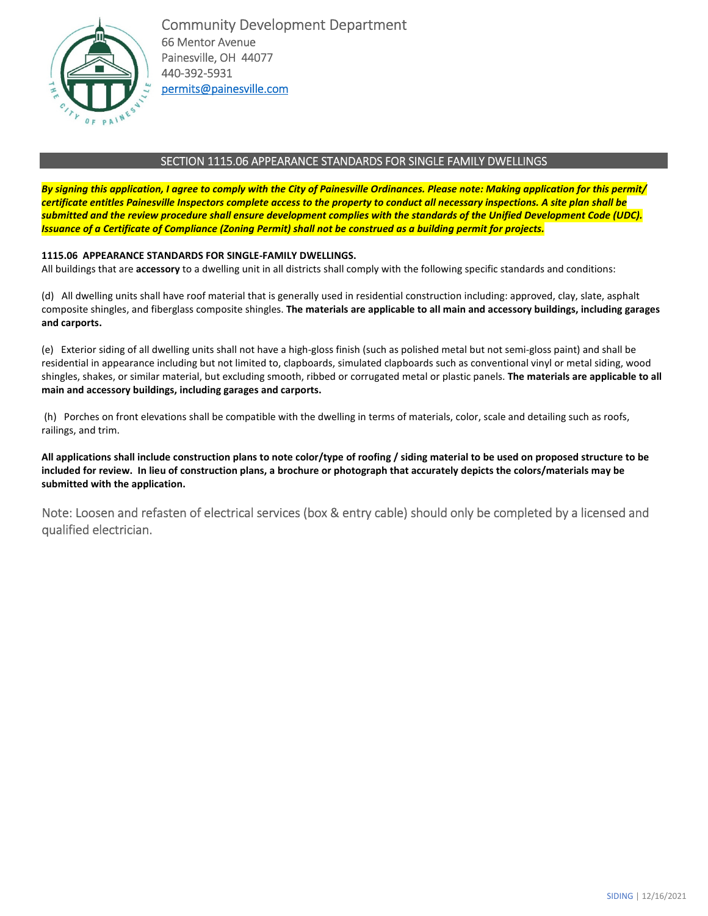Community Development Department
66 Mentor Avenue
Painesville, OH 44077
440-392-5931
permits@painesville.com

## SECTION 1115.06 APPEARANCE STANDARDS FOR SINGLE FAMILY DWELLINGS

***By signing this application, I agree to comply with the City of Painesville Ordinances. Please note: Making application for this permit/ certificate entitles Painesville Inspectors complete access to the property to conduct all necessary inspections. A site plan shall be submitted and the review procedure shall ensure development complies with the standards of the Unified Development Code (UDC). Issuance of a Certificate of Compliance (Zoning Permit) shall not be construed as a building permit for projects.***

**1115.06 APPEARANCE STANDARDS FOR SINGLE-FAMILY DWELLINGS.**
All buildings that are **accessory** to a dwelling unit in all districts shall comply with the following specific standards and conditions:

(d) All dwelling units shall have roof material that is generally used in residential construction including: approved, clay, slate, asphalt composite shingles, and fiberglass composite shingles. **The materials are applicable to all main and accessory buildings, including garages and carports.**

(e) Exterior siding of all dwelling units shall not have a high-gloss finish (such as polished metal but not semi-gloss paint) and shall be residential in appearance including but not limited to, clapboards, simulated clapboards such as conventional vinyl or metal siding, wood shingles, shakes, or similar material, but excluding smooth, ribbed or corrugated metal or plastic panels. **The materials are applicable to all main and accessory buildings, including garages and carports.**

(h) Porches on front elevations shall be compatible with the dwelling in terms of materials, color, scale and detailing such as roofs, railings, and trim.

**All applications shall include construction plans to note color/type of roofing / siding material to be used on proposed structure to be included for review. In lieu of construction plans, a brochure or photograph that accurately depicts the colors/materials may be submitted with the application.**

Note: Loosen and refasten of electrical services (box & entry cable) should only be completed by a licensed and qualified electrician.